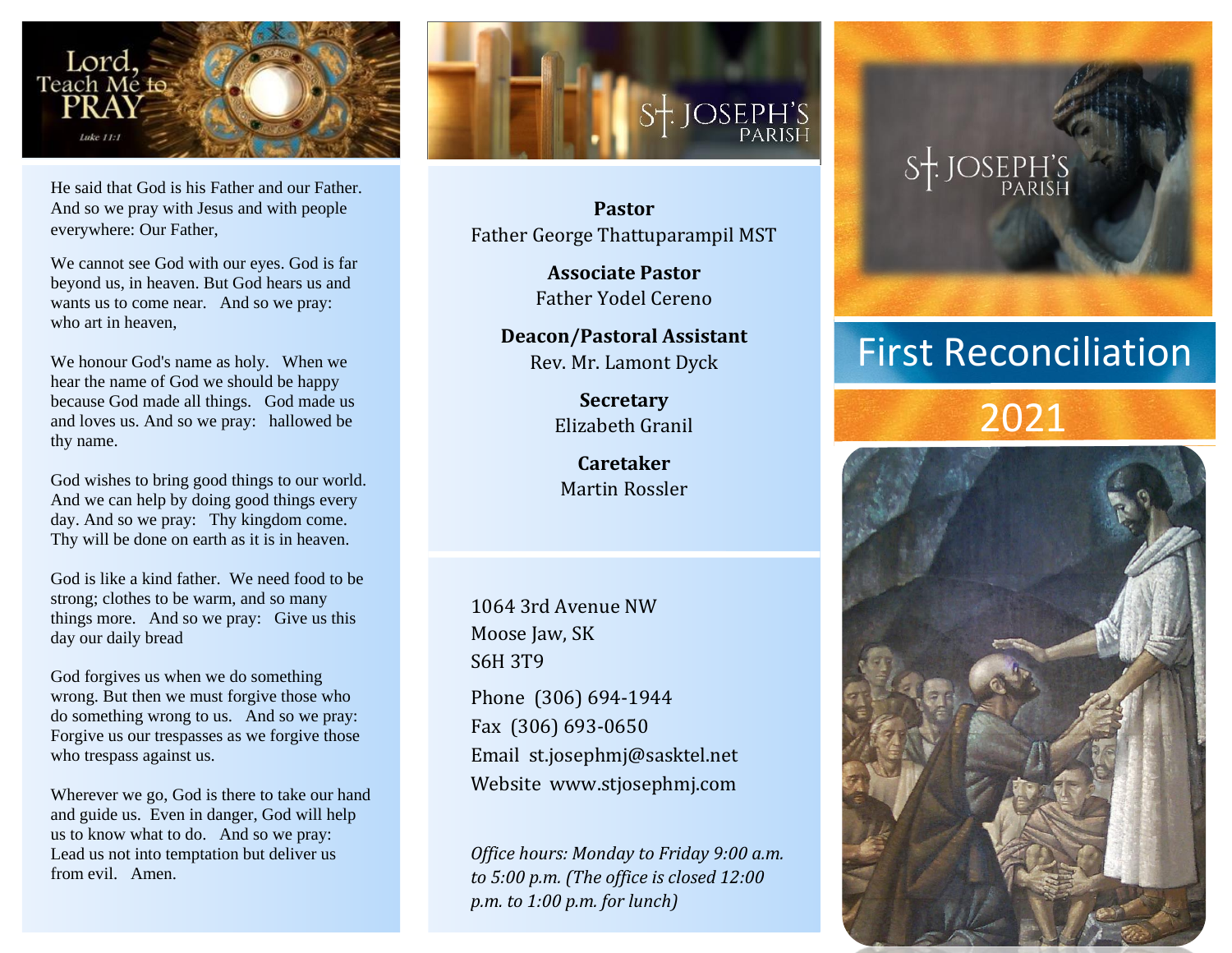Lord, Teach Me to PRAY

Luke 11:1

He said that God is his Father and our Father. And so we pray with Jesus and with people everywhere: Our Father,

We cannot see God with our eyes. God is far beyond us, in heaven. But God hears us and wants us to come near. And so we pray: who art in heaven,

We honour God's name as holy. When we hear the name of God we should be happy because God made all things. God made us and loves us. And so we pray: hallowed be thy name.

God wishes to bring good things to our world. And we can help by doing good things every day. And so we pray: Thy kingdom come. Thy will be done on earth as it is in heaven.

God is like a kind father. We need food to be strong; clothes to be warm, and so many things more. And so we pray: Give us this day our daily bread

God forgives us when we do something wrong. But then we must forgive those who do something wrong to us. And so we pray: Forgive us our trespasses as we forgive those who trespass against us.

Wherever we go, God is there to take our hand and guide us. Even in danger, God will help us to know what to do. And so we pray: Lead us not into temptation but deliver us from evil. Amen.

St. JOSEPH'S PARISH

**Pastor**
Father George Thattuparampil MST

**Associate Pastor**
Father Yodel Cereno

**Deacon/Pastoral Assistant**
Rev. Mr. Lamont Dyck

**Secretary**
Elizabeth Granil

**Caretaker**
Martin Rossler

1064 3rd Avenue NW
Moose Jaw, SK
S6H 3T9

Phone (306) 694-1944
Fax (306) 693-0650
Email st.josephmj@sasktel.net
Website www.stjosephmj.com

*Office hours: Monday to Friday 9:00 a.m. to 5:00 p.m. (The office is closed 12:00 p.m. to 1:00 p.m. for lunch)*

St. JOSEPH'S PARISH

# First Reconciliation

## 2021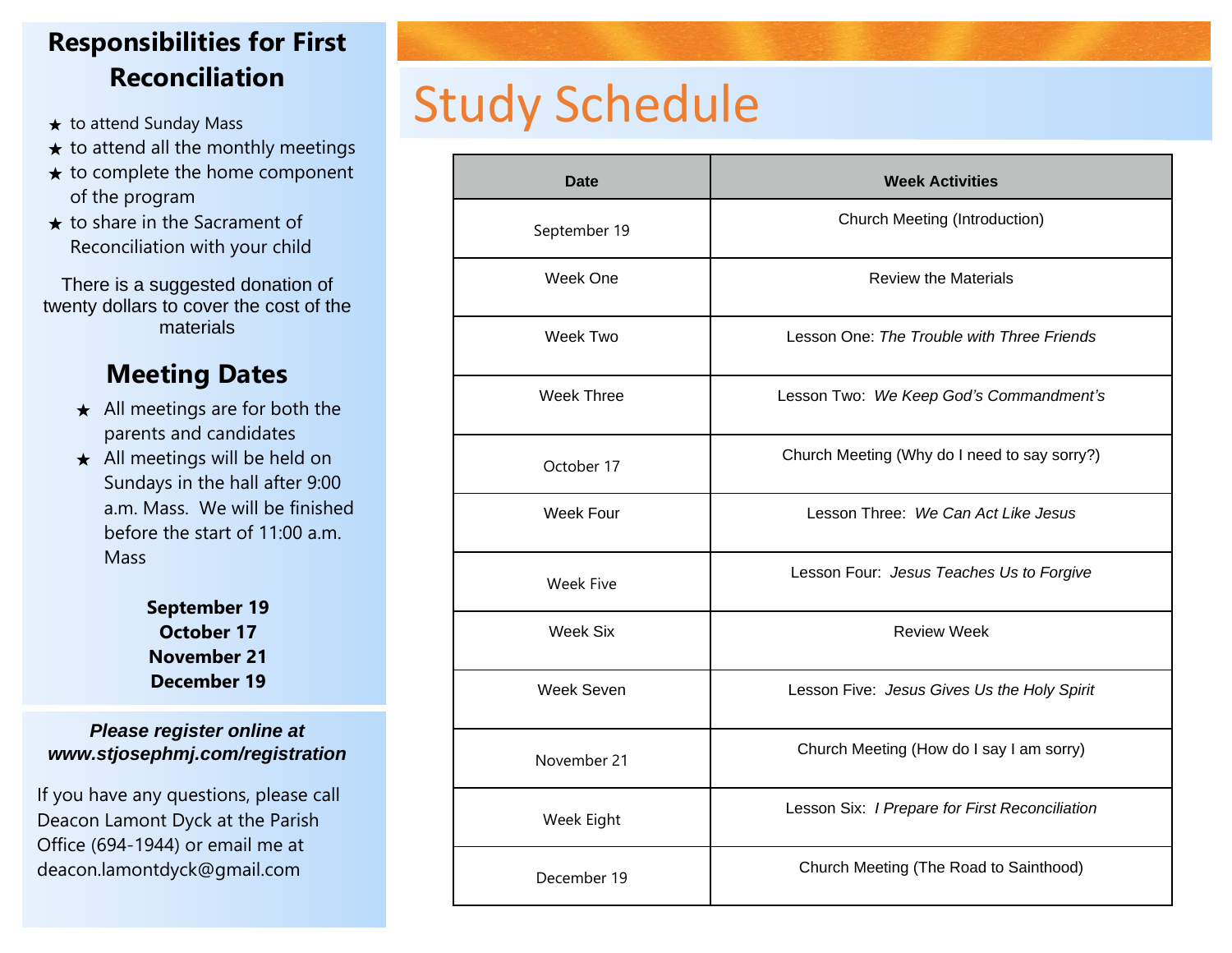## Responsibilities for First Reconciliation

- to attend Sunday Mass
- to attend all the monthly meetings
- to complete the home component of the program
- to share in the Sacrament of Reconciliation with your child

There is a suggested donation of twenty dollars to cover the cost of the materials

## Meeting Dates

- All meetings are for both the parents and candidates
- All meetings will be held on Sundays in the hall after 9:00 a.m. Mass. We will be finished before the start of 11:00 a.m. Mass

**September 19**
**October 17**
**November 21**
**December 19**

***Please register online at www.stjosephmj.com/registration***

If you have any questions, please call Deacon Lamont Dyck at the Parish Office (694-1944) or email me at deacon.lamontdyck@gmail.com

# Study Schedule

| Date | Week Activities |
| --- | --- |
| September 19 | Church Meeting (Introduction) |
| Week One | Review the Materials |
| Week Two | Lesson One: *The Trouble with Three Friends* |
| Week Three | Lesson Two: *We Keep God's Commandment's* |
| October 17 | Church Meeting (Why do I need to say sorry?) |
| Week Four | Lesson Three: *We Can Act Like Jesus* |
| Week Five | Lesson Four: *Jesus Teaches Us to Forgive* |
| Week Six | Review Week |
| Week Seven | Lesson Five: *Jesus Gives Us the Holy Spirit* |
| November 21 | Church Meeting (How do I say I am sorry) |
| Week Eight | Lesson Six: *I Prepare for First Reconciliation* |
| December 19 | Church Meeting (The Road to Sainthood) |